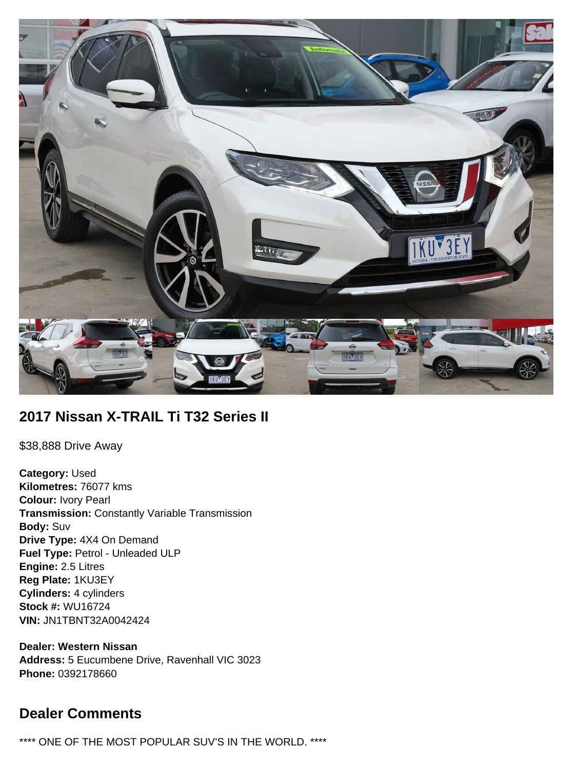## 2017 Nissan X-TRAIL Ti T32 Series II

$38,888 Drive Away

**Category:** Used
**Kilometres:** 76077 kms
**Colour:** Ivory Pearl
**Transmission:** Constantly Variable Transmission
**Body:** Suv
**Drive Type:** 4X4 On Demand
**Fuel Type:** Petrol - Unleaded ULP
**Engine:** 2.5 Litres
**Reg Plate:** 1KU3EY
**Cylinders:** 4 cylinders
**Stock #:** WU16724
**VIN:** JN1TBNT32A0042424

**Dealer: Western Nissan**
**Address:** 5 Eucumbene Drive, Ravenhall VIC 3023
**Phone:** 0392178660

## Dealer Comments

**** ONE OF THE MOST POPULAR SUV'S IN THE WORLD. ****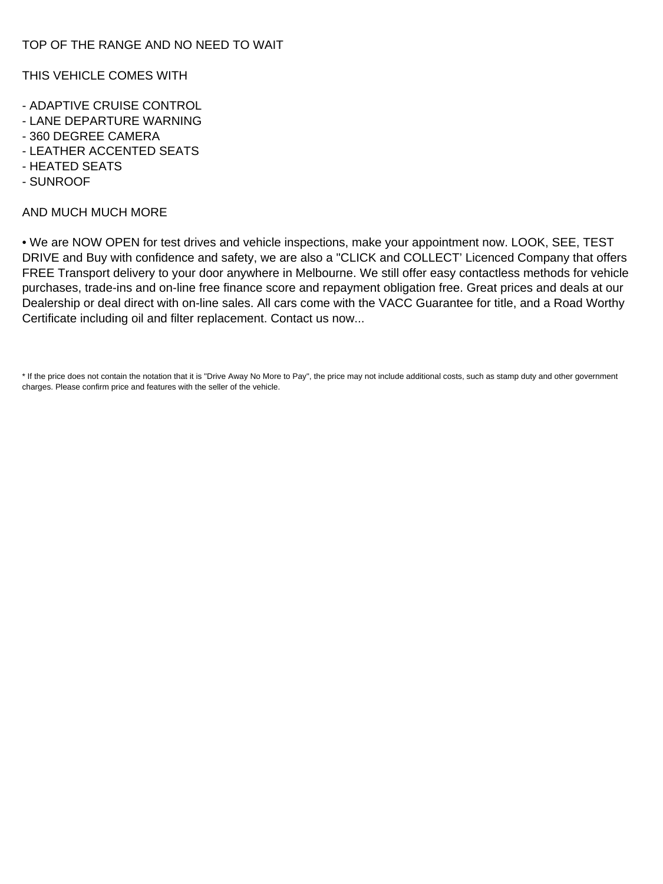TOP OF THE RANGE AND NO NEED TO WAIT

THIS VEHICLE COMES WITH

- ADAPTIVE CRUISE CONTROL
- LANE DEPARTURE WARNING
- 360 DEGREE CAMERA
- LEATHER ACCENTED SEATS
- HEATED SEATS
- SUNROOF

AND MUCH MUCH MORE

• We are NOW OPEN for test drives and vehicle inspections, make your appointment now. LOOK, SEE, TEST DRIVE and Buy with confidence and safety, we are also a "CLICK and COLLECT' Licenced Company that offers FREE Transport delivery to your door anywhere in Melbourne. We still offer easy contactless methods for vehicle purchases, trade-ins and on-line free finance score and repayment obligation free. Great prices and deals at our Dealership or deal direct with on-line sales. All cars come with the VACC Guarantee for title, and a Road Worthy Certificate including oil and filter replacement. Contact us now...

* If the price does not contain the notation that it is "Drive Away No More to Pay", the price may not include additional costs, such as stamp duty and other government charges. Please confirm price and features with the seller of the vehicle.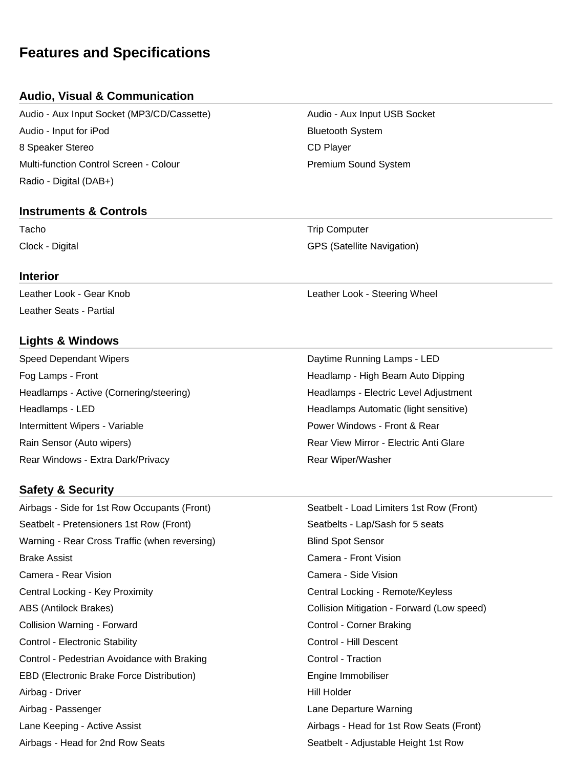# Features and Specifications

## Audio, Visual & Communication

- Audio - Aux Input Socket (MP3/CD/Cassette)
- Audio - Aux Input USB Socket
- Audio - Input for iPod
- Bluetooth System
- 8 Speaker Stereo
- CD Player
- Multi-function Control Screen - Colour
- Premium Sound System
- Radio - Digital (DAB+)

## Instruments & Controls

- Tacho
- Trip Computer
- Clock - Digital
- GPS (Satellite Navigation)

## Interior

- Leather Look - Gear Knob
- Leather Look - Steering Wheel
- Leather Seats - Partial

## Lights & Windows

- Speed Dependant Wipers
- Daytime Running Lamps - LED
- Fog Lamps - Front
- Headlamp - High Beam Auto Dipping
- Headlamps - Active (Cornering/steering)
- Headlamps - Electric Level Adjustment
- Headlamps - LED
- Headlamps Automatic (light sensitive)
- Intermittent Wipers - Variable
- Power Windows - Front & Rear
- Rain Sensor (Auto wipers)
- Rear View Mirror - Electric Anti Glare
- Rear Windows - Extra Dark/Privacy
- Rear Wiper/Washer

## Safety & Security

- Airbags - Side for 1st Row Occupants (Front)
- Seatbelt - Load Limiters 1st Row (Front)
- Seatbelt - Pretensioners 1st Row (Front)
- Seatbelts - Lap/Sash for 5 seats
- Warning - Rear Cross Traffic (when reversing)
- Blind Spot Sensor
- Brake Assist
- Camera - Front Vision
- Camera - Rear Vision
- Camera - Side Vision
- Central Locking - Key Proximity
- Central Locking - Remote/Keyless
- ABS (Antilock Brakes)
- Collision Mitigation - Forward (Low speed)
- Collision Warning - Forward
- Control - Corner Braking
- Control - Electronic Stability
- Control - Hill Descent
- Control - Pedestrian Avoidance with Braking
- Control - Traction
- EBD (Electronic Brake Force Distribution)
- Engine Immobiliser
- Airbag - Driver
- Hill Holder
- Airbag - Passenger
- Lane Departure Warning
- Lane Keeping - Active Assist
- Airbags - Head for 1st Row Seats (Front)
- Airbags - Head for 2nd Row Seats
- Seatbelt - Adjustable Height 1st Row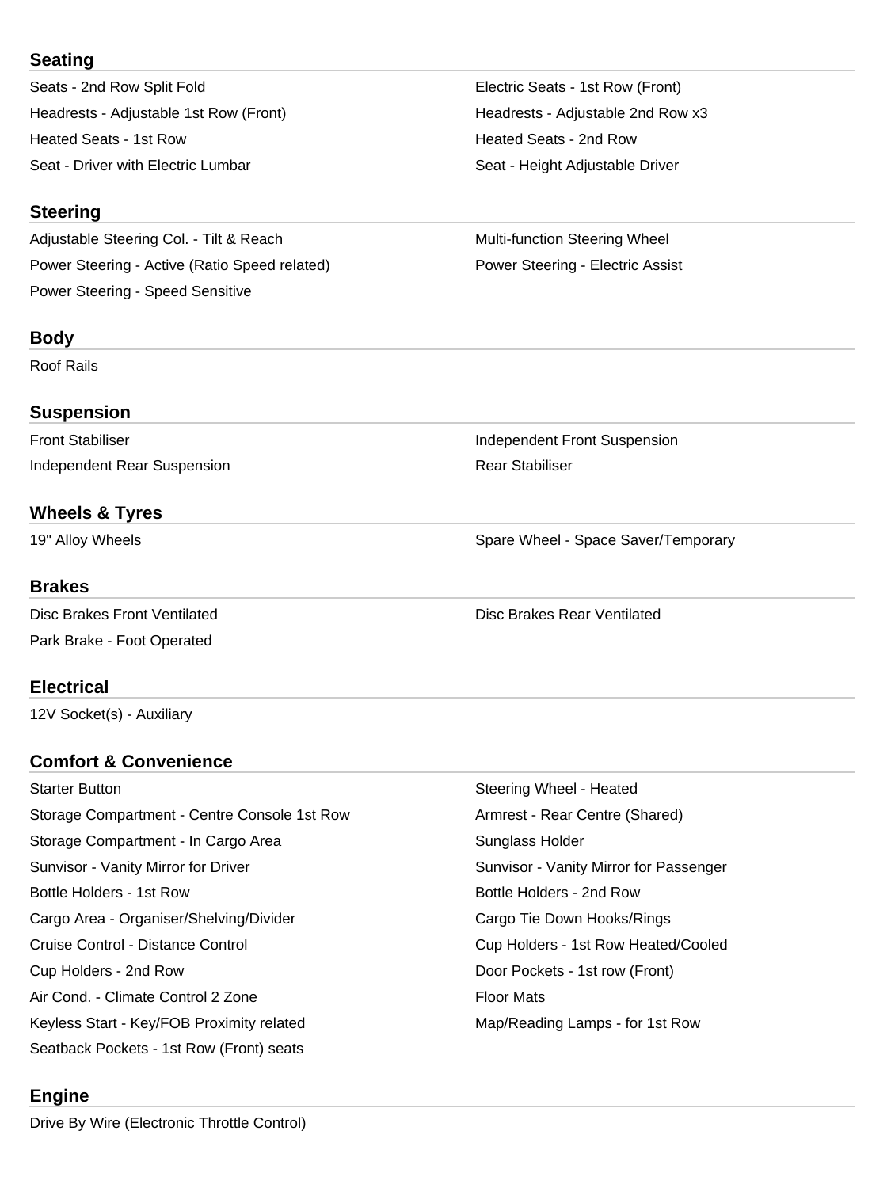## Seating

- Seats - 2nd Row Split Fold
- Electric Seats - 1st Row (Front)
- Headrests - Adjustable 1st Row (Front)
- Headrests - Adjustable 2nd Row x3
- Heated Seats - 1st Row
- Heated Seats - 2nd Row
- Seat - Driver with Electric Lumbar
- Seat - Height Adjustable Driver

## Steering

- Adjustable Steering Col. - Tilt & Reach
- Multi-function Steering Wheel
- Power Steering - Active (Ratio Speed related)
- Power Steering - Electric Assist
- Power Steering - Speed Sensitive

## Body

- Roof Rails

## Suspension

- Front Stabiliser
- Independent Front Suspension
- Independent Rear Suspension
- Rear Stabiliser

## Wheels & Tyres

- 19" Alloy Wheels
- Spare Wheel - Space Saver/Temporary

## Brakes

- Disc Brakes Front Ventilated
- Disc Brakes Rear Ventilated
- Park Brake - Foot Operated

## Electrical

- 12V Socket(s) - Auxiliary

## Comfort & Convenience

- Starter Button
- Steering Wheel - Heated
- Storage Compartment - Centre Console 1st Row
- Armrest - Rear Centre (Shared)
- Storage Compartment - In Cargo Area
- Sunglass Holder
- Sunvisor - Vanity Mirror for Driver
- Sunvisor - Vanity Mirror for Passenger
- Bottle Holders - 1st Row
- Bottle Holders - 2nd Row
- Cargo Area - Organiser/Shelving/Divider
- Cargo Tie Down Hooks/Rings
- Cruise Control - Distance Control
- Cup Holders - 1st Row Heated/Cooled
- Cup Holders - 2nd Row
- Door Pockets - 1st row (Front)
- Air Cond. - Climate Control 2 Zone
- Floor Mats
- Keyless Start - Key/FOB Proximity related
- Map/Reading Lamps - for 1st Row
- Seatback Pockets - 1st Row (Front) seats

## Engine

- Drive By Wire (Electronic Throttle Control)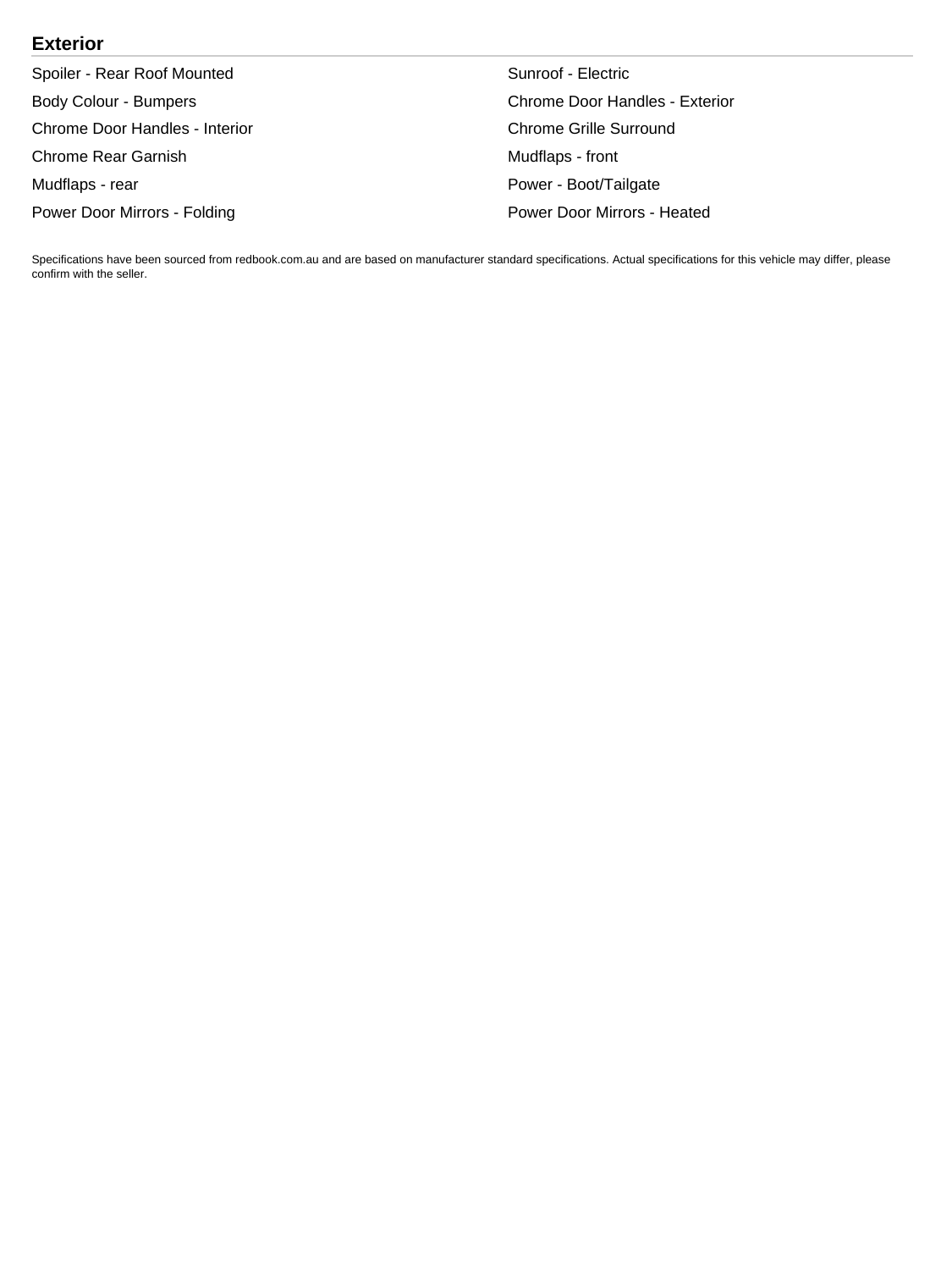## Exterior

- Spoiler - Rear Roof Mounted
- Sunroof - Electric
- Body Colour - Bumpers
- Chrome Door Handles - Exterior
- Chrome Door Handles - Interior
- Chrome Grille Surround
- Chrome Rear Garnish
- Mudflaps - front
- Mudflaps - rear
- Power - Boot/Tailgate
- Power Door Mirrors - Folding
- Power Door Mirrors - Heated

Specifications have been sourced from redbook.com.au and are based on manufacturer standard specifications. Actual specifications for this vehicle may differ, please confirm with the seller.